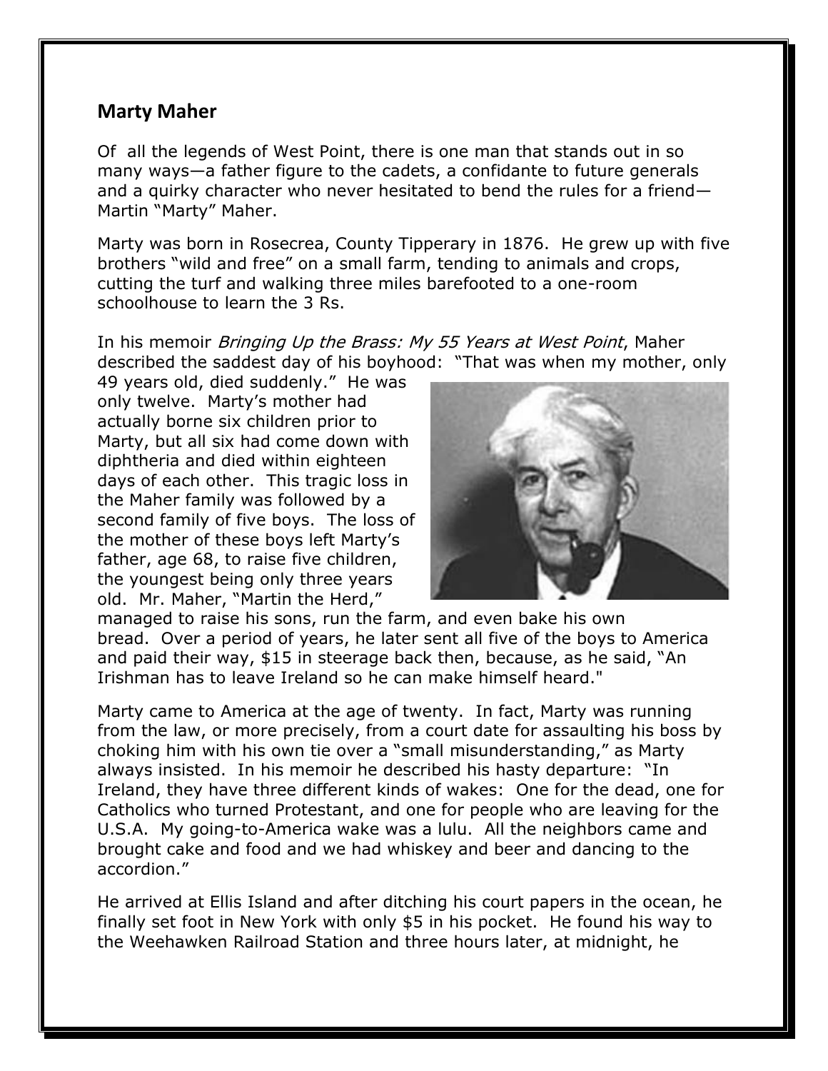## Marty Maher

Of all the legends of West Point, there is one man that stands out in so many ways—a father figure to the cadets, a confidante to future generals and a quirky character who never hesitated to bend the rules for a friend—Martin "Marty" Maher.

Marty was born in Rosecrea, County Tipperary in 1876. He grew up with five brothers "wild and free" on a small farm, tending to animals and crops, cutting the turf and walking three miles barefooted to a one-room schoolhouse to learn the 3 Rs.

In his memoir *Bringing Up the Brass: My 55 Years at West Point*, Maher described the saddest day of his boyhood: "That was when my mother, only 49 years old, died suddenly." He was only twelve. Marty's mother had actually borne six children prior to Marty, but all six had come down with diphtheria and died within eighteen days of each other. This tragic loss in the Maher family was followed by a second family of five boys. The loss of the mother of these boys left Marty's father, age 68, to raise five children, the youngest being only three years old. Mr. Maher, "Martin the Herd," managed to raise his sons, run the farm, and even bake his own bread. Over a period of years, he later sent all five of the boys to America and paid their way, $15 in steerage back then, because, as he said, "An Irishman has to leave Ireland so he can make himself heard."

Marty came to America at the age of twenty. In fact, Marty was running from the law, or more precisely, from a court date for assaulting his boss by choking him with his own tie over a "small misunderstanding," as Marty always insisted. In his memoir he described his hasty departure: "In Ireland, they have three different kinds of wakes: One for the dead, one for Catholics who turned Protestant, and one for people who are leaving for the U.S.A. My going-to-America wake was a lulu. All the neighbors came and brought cake and food and we had whiskey and beer and dancing to the accordion."

He arrived at Ellis Island and after ditching his court papers in the ocean, he finally set foot in New York with only $5 in his pocket. He found his way to the Weehawken Railroad Station and three hours later, at midnight, he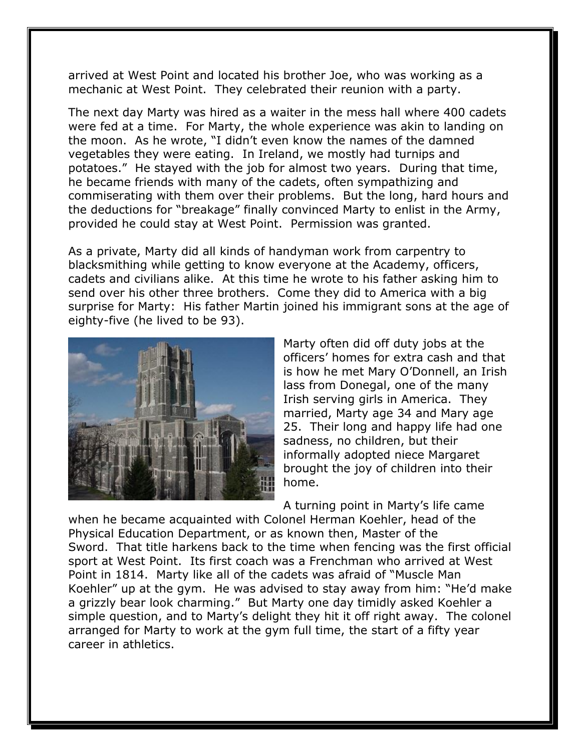arrived at West Point and located his brother Joe, who was working as a mechanic at West Point. They celebrated their reunion with a party.

The next day Marty was hired as a waiter in the mess hall where 400 cadets were fed at a time. For Marty, the whole experience was akin to landing on the moon. As he wrote, "I didn't even know the names of the damned vegetables they were eating. In Ireland, we mostly had turnips and potatoes." He stayed with the job for almost two years. During that time, he became friends with many of the cadets, often sympathizing and commiserating with them over their problems. But the long, hard hours and the deductions for "breakage" finally convinced Marty to enlist in the Army, provided he could stay at West Point. Permission was granted.

As a private, Marty did all kinds of handyman work from carpentry to blacksmithing while getting to know everyone at the Academy, officers, cadets and civilians alike. At this time he wrote to his father asking him to send over his other three brothers. Come they did to America with a big surprise for Marty: His father Martin joined his immigrant sons at the age of eighty-five (he lived to be 93).

Marty often did off duty jobs at the officers' homes for extra cash and that is how he met Mary O'Donnell, an Irish lass from Donegal, one of the many Irish serving girls in America. They married, Marty age 34 and Mary age 25. Their long and happy life had one sadness, no children, but their informally adopted niece Margaret brought the joy of children into their home.

A turning point in Marty's life came when he became acquainted with Colonel Herman Koehler, head of the Physical Education Department, or as known then, Master of the Sword. That title harkens back to the time when fencing was the first official sport at West Point. Its first coach was a Frenchman who arrived at West Point in 1814. Marty like all of the cadets was afraid of "Muscle Man Koehler" up at the gym. He was advised to stay away from him: "He'd make a grizzly bear look charming." But Marty one day timidly asked Koehler a simple question, and to Marty's delight they hit it off right away. The colonel arranged for Marty to work at the gym full time, the start of a fifty year career in athletics.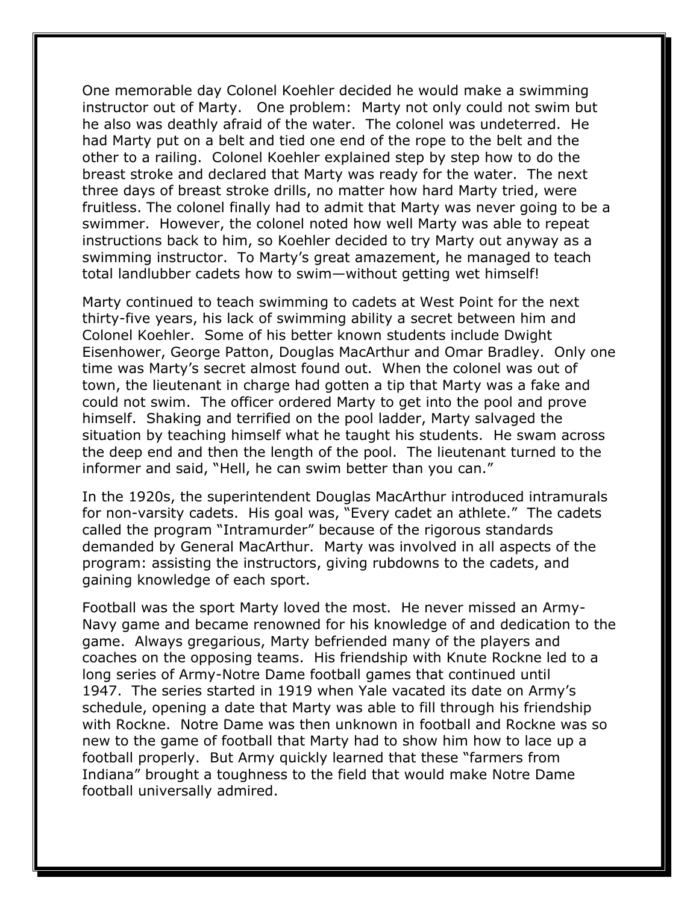One memorable day Colonel Koehler decided he would make a swimming instructor out of Marty. One problem: Marty not only could not swim but he also was deathly afraid of the water. The colonel was undeterred. He had Marty put on a belt and tied one end of the rope to the belt and the other to a railing. Colonel Koehler explained step by step how to do the breast stroke and declared that Marty was ready for the water. The next three days of breast stroke drills, no matter how hard Marty tried, were fruitless. The colonel finally had to admit that Marty was never going to be a swimmer. However, the colonel noted how well Marty was able to repeat instructions back to him, so Koehler decided to try Marty out anyway as a swimming instructor. To Marty's great amazement, he managed to teach total landlubber cadets how to swim—without getting wet himself!

Marty continued to teach swimming to cadets at West Point for the next thirty-five years, his lack of swimming ability a secret between him and Colonel Koehler. Some of his better known students include Dwight Eisenhower, George Patton, Douglas MacArthur and Omar Bradley. Only one time was Marty's secret almost found out. When the colonel was out of town, the lieutenant in charge had gotten a tip that Marty was a fake and could not swim. The officer ordered Marty to get into the pool and prove himself. Shaking and terrified on the pool ladder, Marty salvaged the situation by teaching himself what he taught his students. He swam across the deep end and then the length of the pool. The lieutenant turned to the informer and said, "Hell, he can swim better than you can."

In the 1920s, the superintendent Douglas MacArthur introduced intramurals for non-varsity cadets. His goal was, "Every cadet an athlete." The cadets called the program "Intramurder" because of the rigorous standards demanded by General MacArthur. Marty was involved in all aspects of the program: assisting the instructors, giving rubdowns to the cadets, and gaining knowledge of each sport.

Football was the sport Marty loved the most. He never missed an Army-Navy game and became renowned for his knowledge of and dedication to the game. Always gregarious, Marty befriended many of the players and coaches on the opposing teams. His friendship with Knute Rockne led to a long series of Army-Notre Dame football games that continued until 1947. The series started in 1919 when Yale vacated its date on Army's schedule, opening a date that Marty was able to fill through his friendship with Rockne. Notre Dame was then unknown in football and Rockne was so new to the game of football that Marty had to show him how to lace up a football properly. But Army quickly learned that these "farmers from Indiana" brought a toughness to the field that would make Notre Dame football universally admired.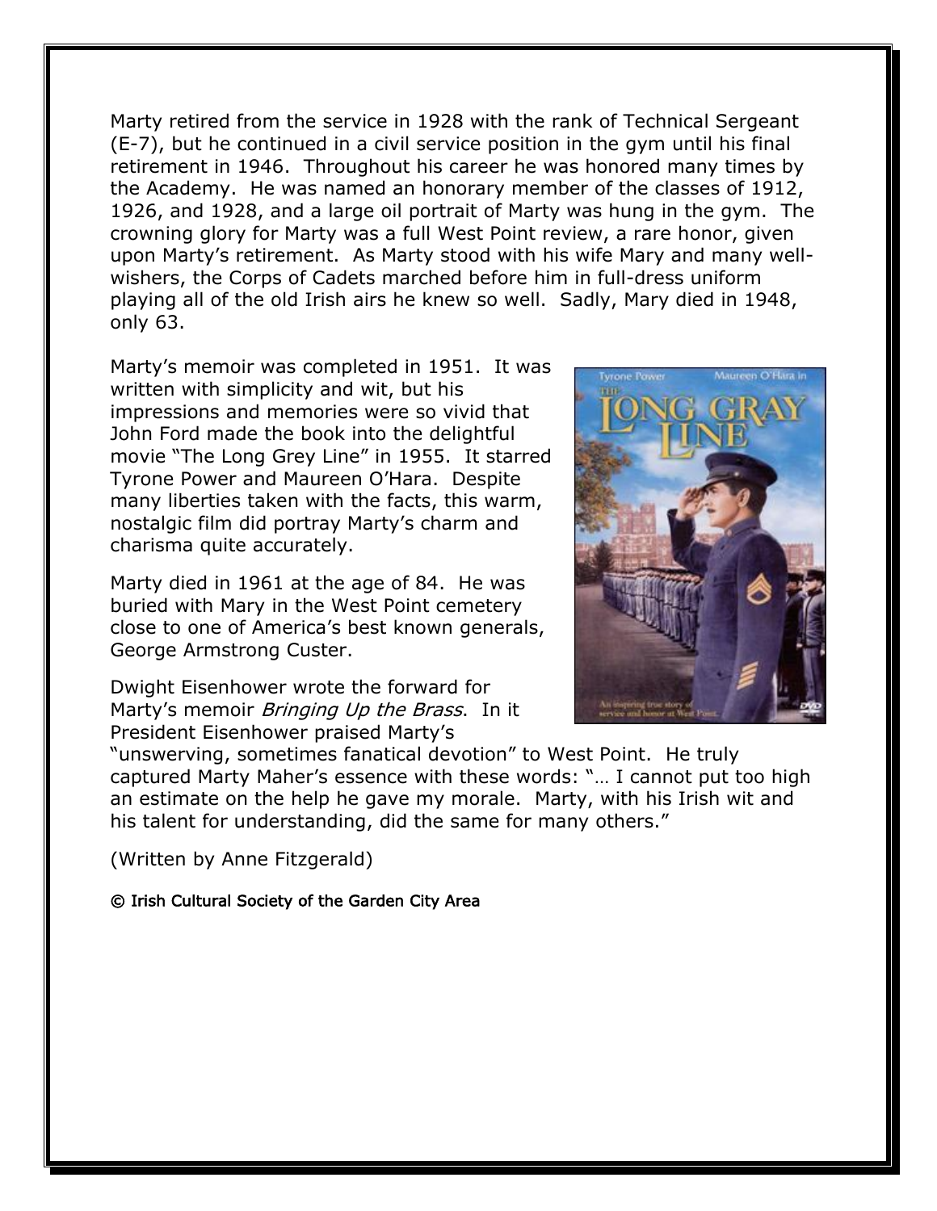Marty retired from the service in 1928 with the rank of Technical Sergeant (E-7), but he continued in a civil service position in the gym until his final retirement in 1946. Throughout his career he was honored many times by the Academy. He was named an honorary member of the classes of 1912, 1926, and 1928, and a large oil portrait of Marty was hung in the gym. The crowning glory for Marty was a full West Point review, a rare honor, given upon Marty's retirement. As Marty stood with his wife Mary and many well-wishers, the Corps of Cadets marched before him in full-dress uniform playing all of the old Irish airs he knew so well. Sadly, Mary died in 1948, only 63.

Marty's memoir was completed in 1951. It was written with simplicity and wit, but his impressions and memories were so vivid that John Ford made the book into the delightful movie "The Long Grey Line" in 1955. It starred Tyrone Power and Maureen O'Hara. Despite many liberties taken with the facts, this warm, nostalgic film did portray Marty's charm and charisma quite accurately.

Marty died in 1961 at the age of 84. He was buried with Mary in the West Point cemetery close to one of America's best known generals, George Armstrong Custer.

Dwight Eisenhower wrote the forward for Marty's memoir *Bringing Up the Brass*. In it President Eisenhower praised Marty's "unswerving, sometimes fanatical devotion" to West Point. He truly captured Marty Maher's essence with these words: "… I cannot put too high an estimate on the help he gave my morale. Marty, with his Irish wit and his talent for understanding, did the same for many others."

(Written by Anne Fitzgerald)

© Irish Cultural Society of the Garden City Area